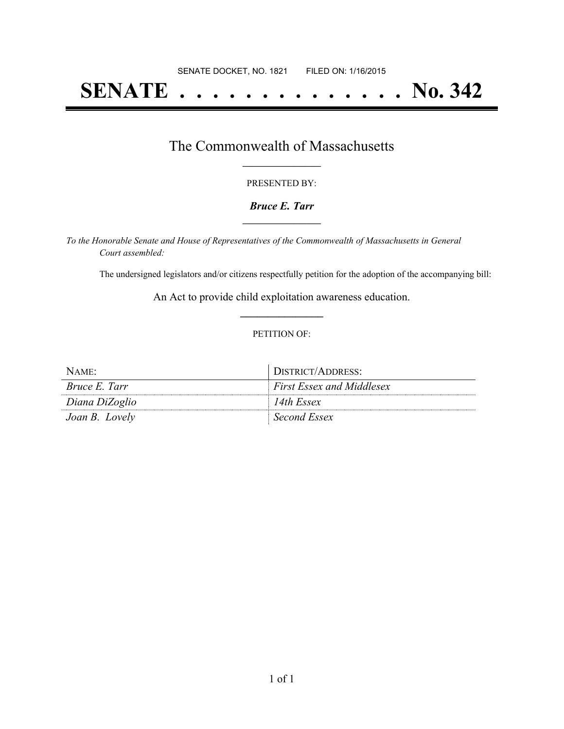SENATE DOCKET, NO. 1821        FILED ON: 1/16/2015

# SENATE . . . . . . . . . . . . . . No. 342

## The Commonwealth of Massachusetts

PRESENTED BY:

***Bruce E. Tarr***

*To the Honorable Senate and House of Representatives of the Commonwealth of Massachusetts in General Court assembled:*

The undersigned legislators and/or citizens respectfully petition for the adoption of the accompanying bill:

An Act to provide child exploitation awareness education.

PETITION OF:

| NAME: | DISTRICT/ADDRESS: |
| --- | --- |
| *Bruce E. Tarr* | *First Essex and Middlesex* |
| *Diana DiZoglio* | *14th Essex* |
| *Joan B. Lovely* | *Second Essex* |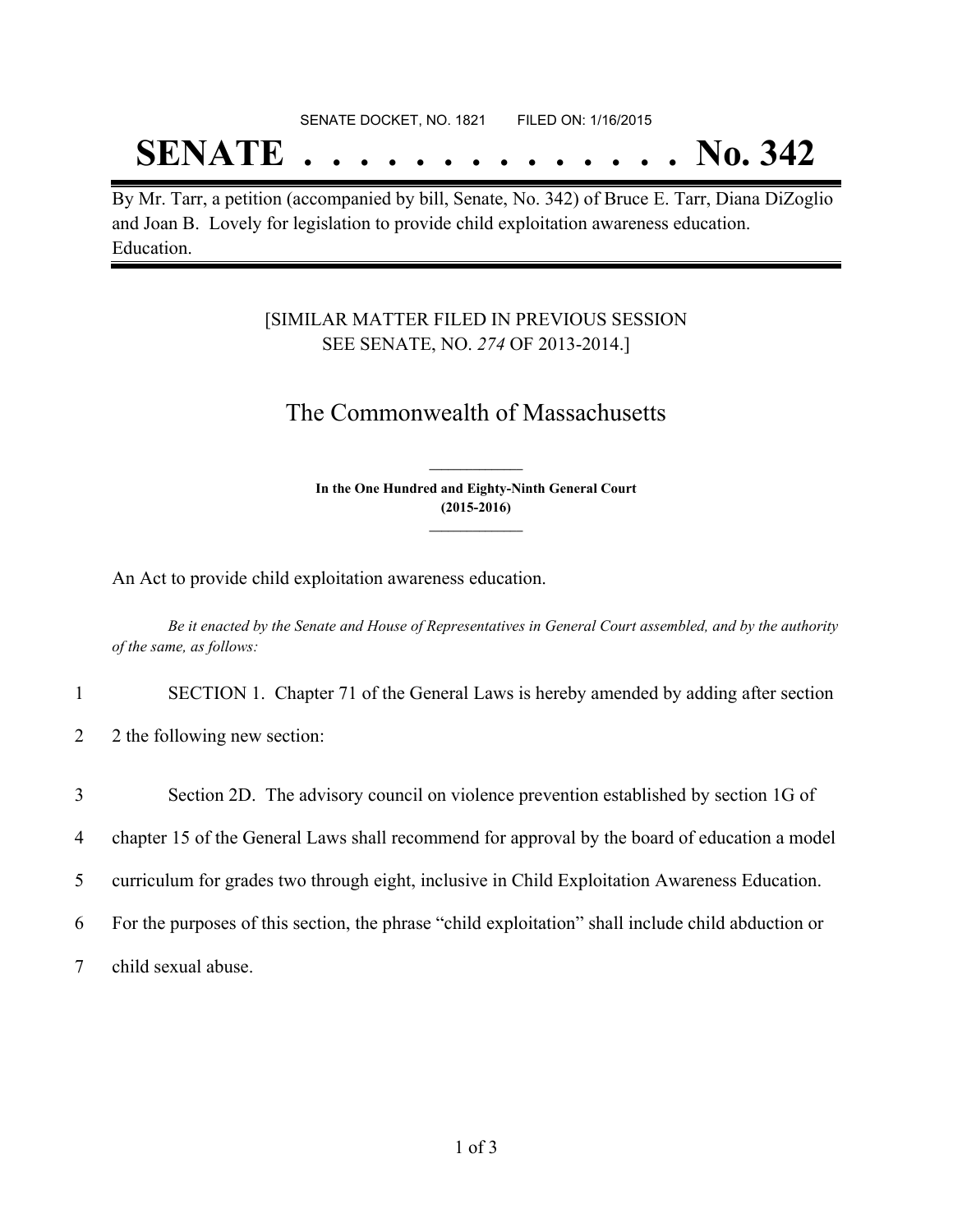SENATE DOCKET, NO. 1821 FILED ON: 1/16/2015

# SENATE . . . . . . . . . . . . . . No. 342

By Mr. Tarr, a petition (accompanied by bill, Senate, No. 342) of Bruce E. Tarr, Diana DiZoglio and Joan B. Lovely for legislation to provide child exploitation awareness education. Education.

[SIMILAR MATTER FILED IN PREVIOUS SESSION SEE SENATE, NO. *274* OF 2013-2014.]

## The Commonwealth of Massachusetts

**In the One Hundred and Eighty-Ninth General Court (2015-2016)**

An Act to provide child exploitation awareness education.

*Be it enacted by the Senate and House of Representatives in General Court assembled, and by the authority of the same, as follows:*

1 SECTION 1. Chapter 71 of the General Laws is hereby amended by adding after section
2 2 the following new section:

3 Section 2D. The advisory council on violence prevention established by section 1G of
4 chapter 15 of the General Laws shall recommend for approval by the board of education a model
5 curriculum for grades two through eight, inclusive in Child Exploitation Awareness Education.
6 For the purposes of this section, the phrase "child exploitation" shall include child abduction or
7 child sexual abuse.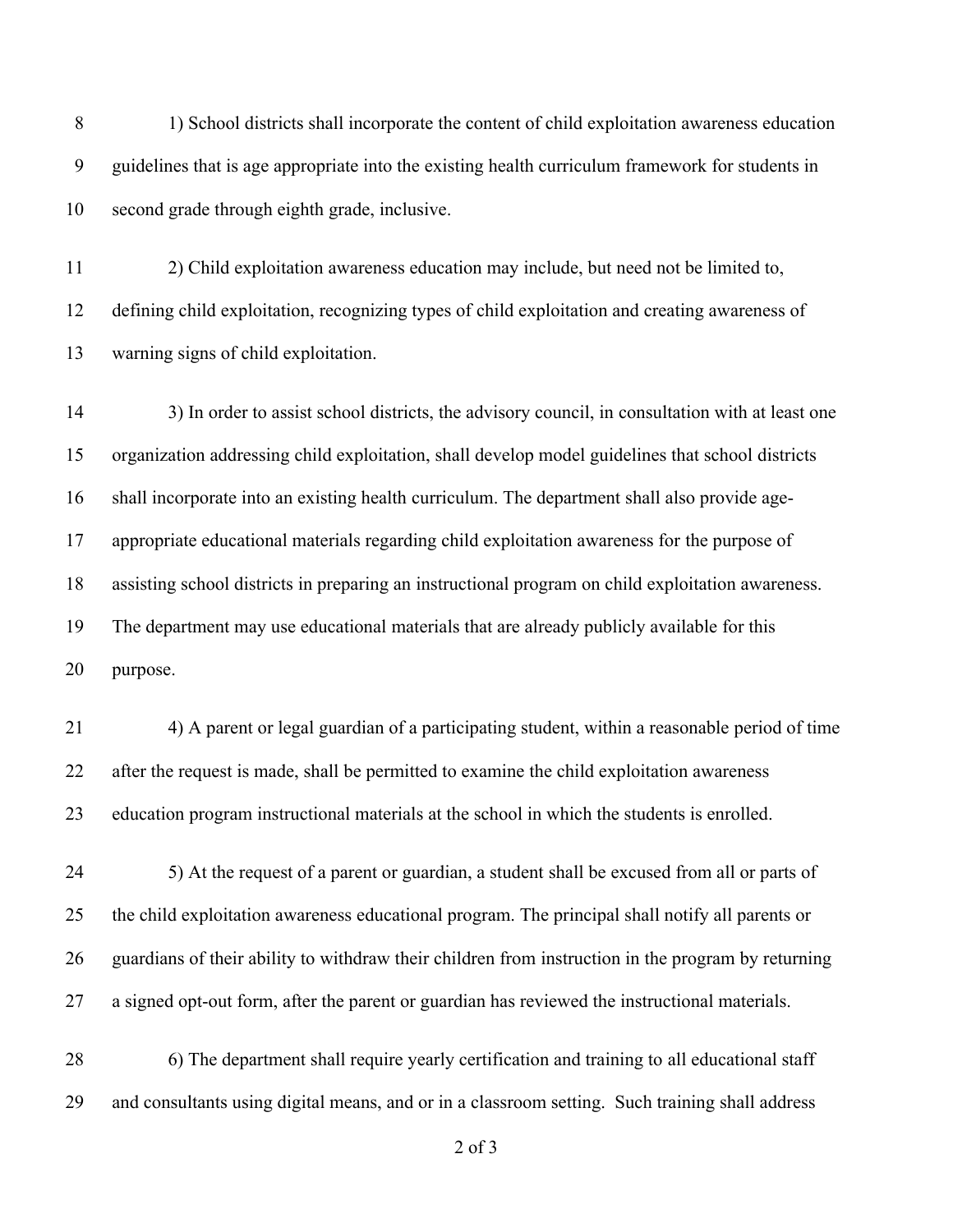1) School districts shall incorporate the content of child exploitation awareness education guidelines that is age appropriate into the existing health curriculum framework for students in second grade through eighth grade, inclusive.

2) Child exploitation awareness education may include, but need not be limited to, defining child exploitation, recognizing types of child exploitation and creating awareness of warning signs of child exploitation.

3) In order to assist school districts, the advisory council, in consultation with at least one organization addressing child exploitation, shall develop model guidelines that school districts shall incorporate into an existing health curriculum. The department shall also provide age-appropriate educational materials regarding child exploitation awareness for the purpose of assisting school districts in preparing an instructional program on child exploitation awareness. The department may use educational materials that are already publicly available for this purpose.

4) A parent or legal guardian of a participating student, within a reasonable period of time after the request is made, shall be permitted to examine the child exploitation awareness education program instructional materials at the school in which the students is enrolled.

5) At the request of a parent or guardian, a student shall be excused from all or parts of the child exploitation awareness educational program. The principal shall notify all parents or guardians of their ability to withdraw their children from instruction in the program by returning a signed opt-out form, after the parent or guardian has reviewed the instructional materials.

6) The department shall require yearly certification and training to all educational staff and consultants using digital means, and or in a classroom setting. Such training shall address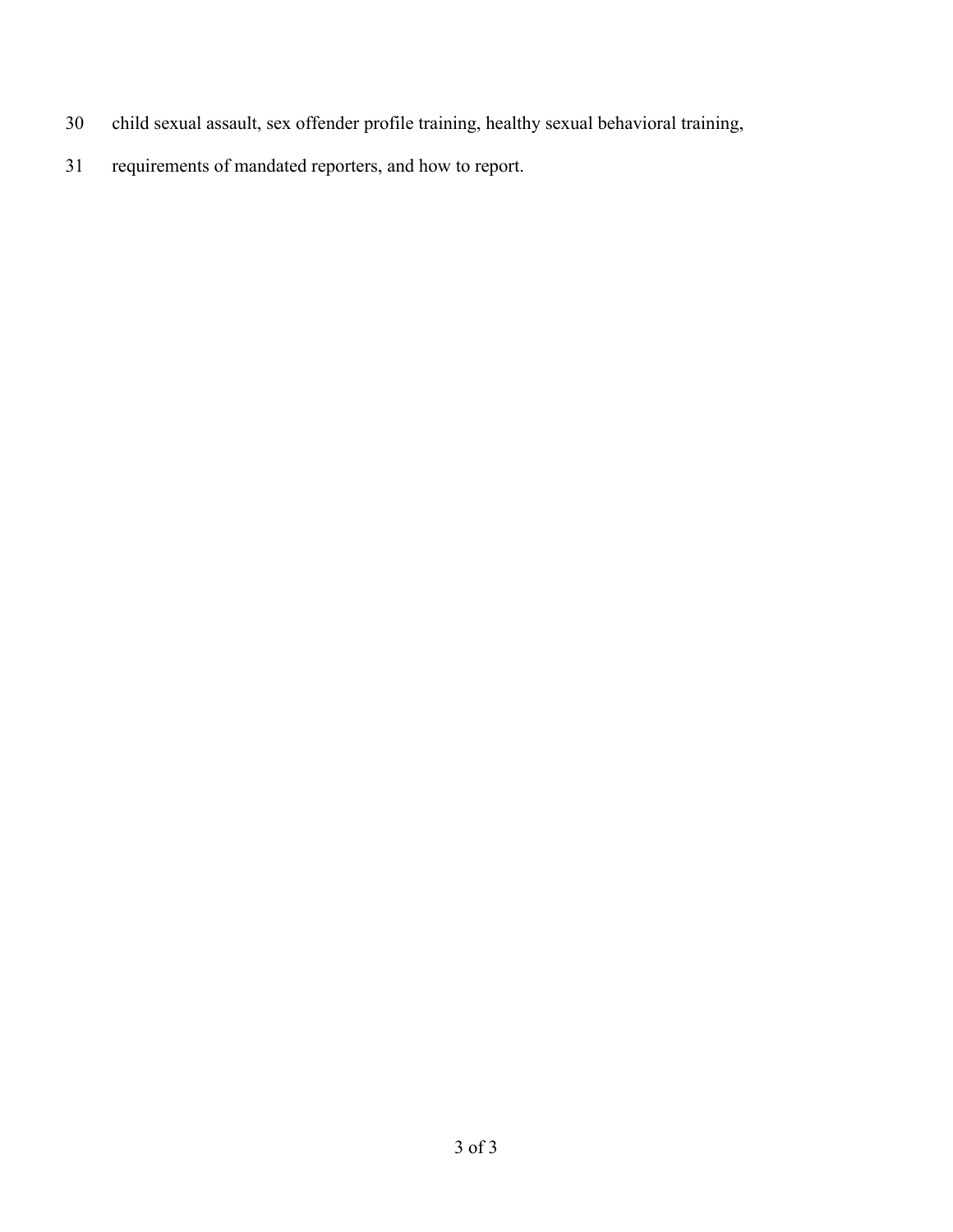30 child sexual assault, sex offender profile training, healthy sexual behavioral training,

31 requirements of mandated reporters, and how to report.